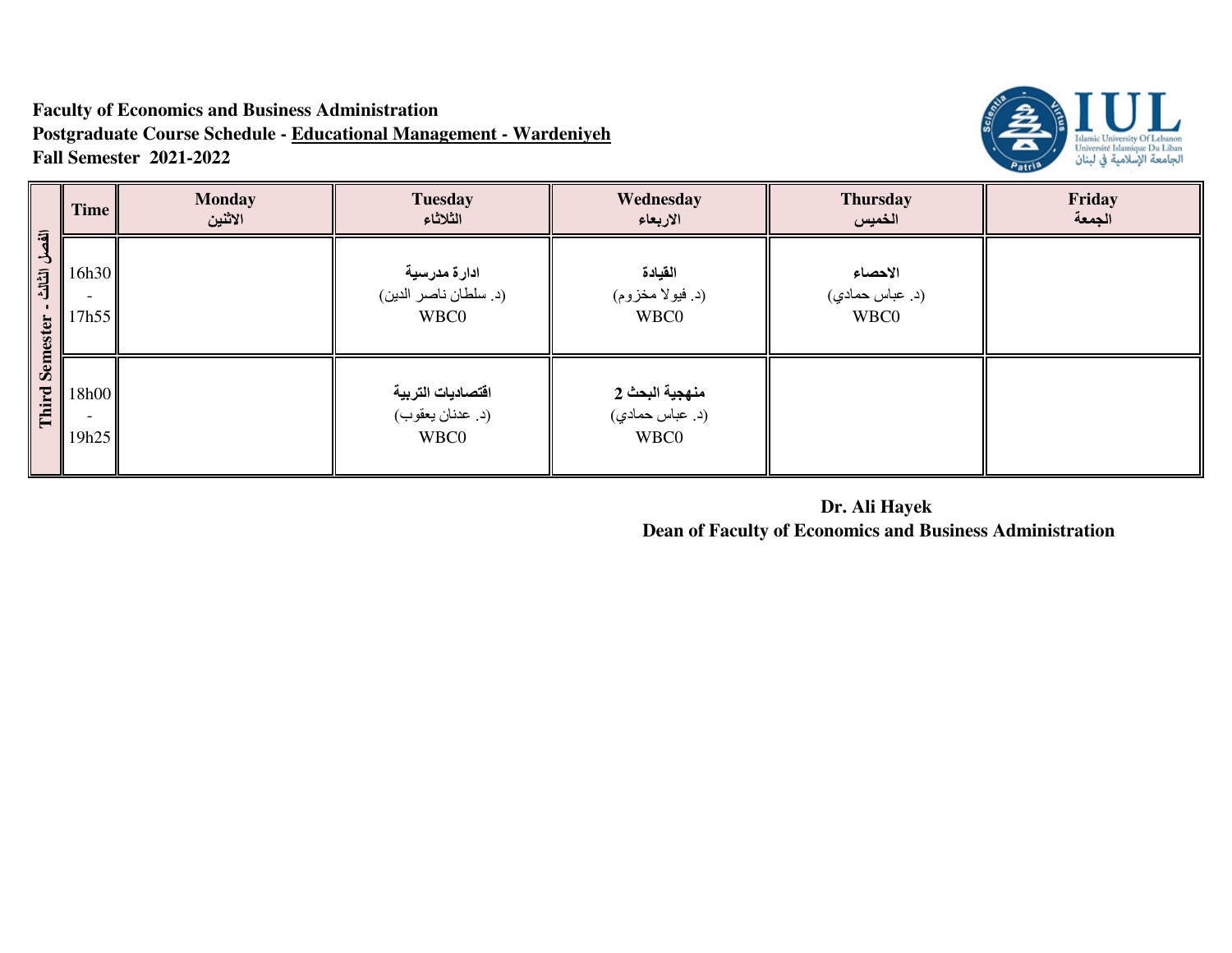**Faculty of Economics and Business Administration**
**Postgraduate Course Schedule - Educational Management - Wardeniyeh**
**Fall Semester 2021-2022**

| Third Semester - الفصل الثالث | Time | Monday الاثنين | Tuesday الثلاثاء | Wednesday الاربعاء | Thursday الخميس | Friday الجمعة |
|---|---|---|---|---|---|---|
| | 16h30 - 17h55 | | **ادارة مدرسية** (د. سلطان ناصر الدين) WBC0 | **القيادة** (د. فيولا مخزوم) WBC0 | **الاحصاء** (د. عباس حمادي) WBC0 | |
| | 18h00 - 19h25 | | **اقتصاديات التربية** (د. عدنان يعقوب) WBC0 | **منهجية البحث 2** (د. عباس حمادي) WBC0 | | |

**Dr. Ali Hayek**
**Dean of Faculty of Economics and Business Administration**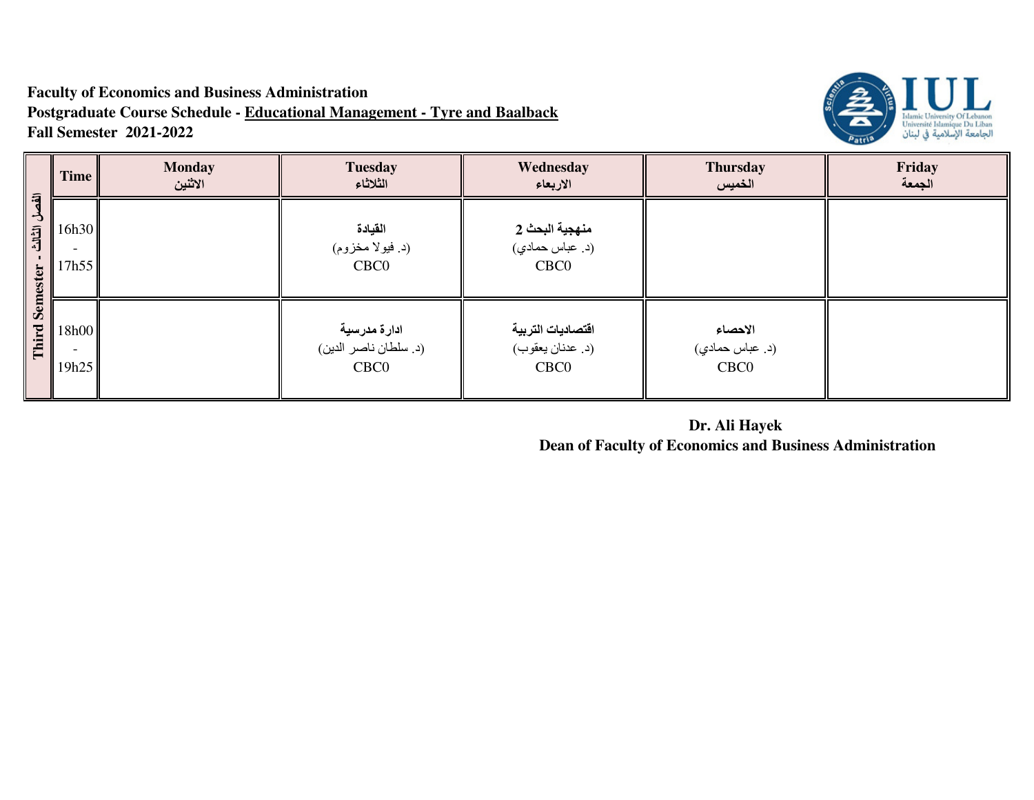**Faculty of Economics and Business Administration**
**Postgraduate Course Schedule - Educational Management - Tyre and Baalback**
**Fall Semester 2021-2022**

| Third Semester - الفصل الثالث | Time | Monday الاثنين | Tuesday الثلاثاء | Wednesday الاربعاء | Thursday الخميس | Friday الجمعة |
|---|---|---|---|---|---|---|
| | 16h30 - 17h55 | | **القيادة** (د. فيولا مخزوم) CBC0 | **منهجية البحث 2** (د. عباس حمادي) CBC0 | | |
| | 18h00 - 19h25 | | **ادارة مدرسية** (د. سلطان ناصر الدين) CBC0 | **اقتصاديات التربية** (د. عدنان يعقوب) CBC0 | **الاحصاء** (د. عباس حمادي) CBC0 | |

**Dr. Ali Hayek**
**Dean of Faculty of Economics and Business Administration**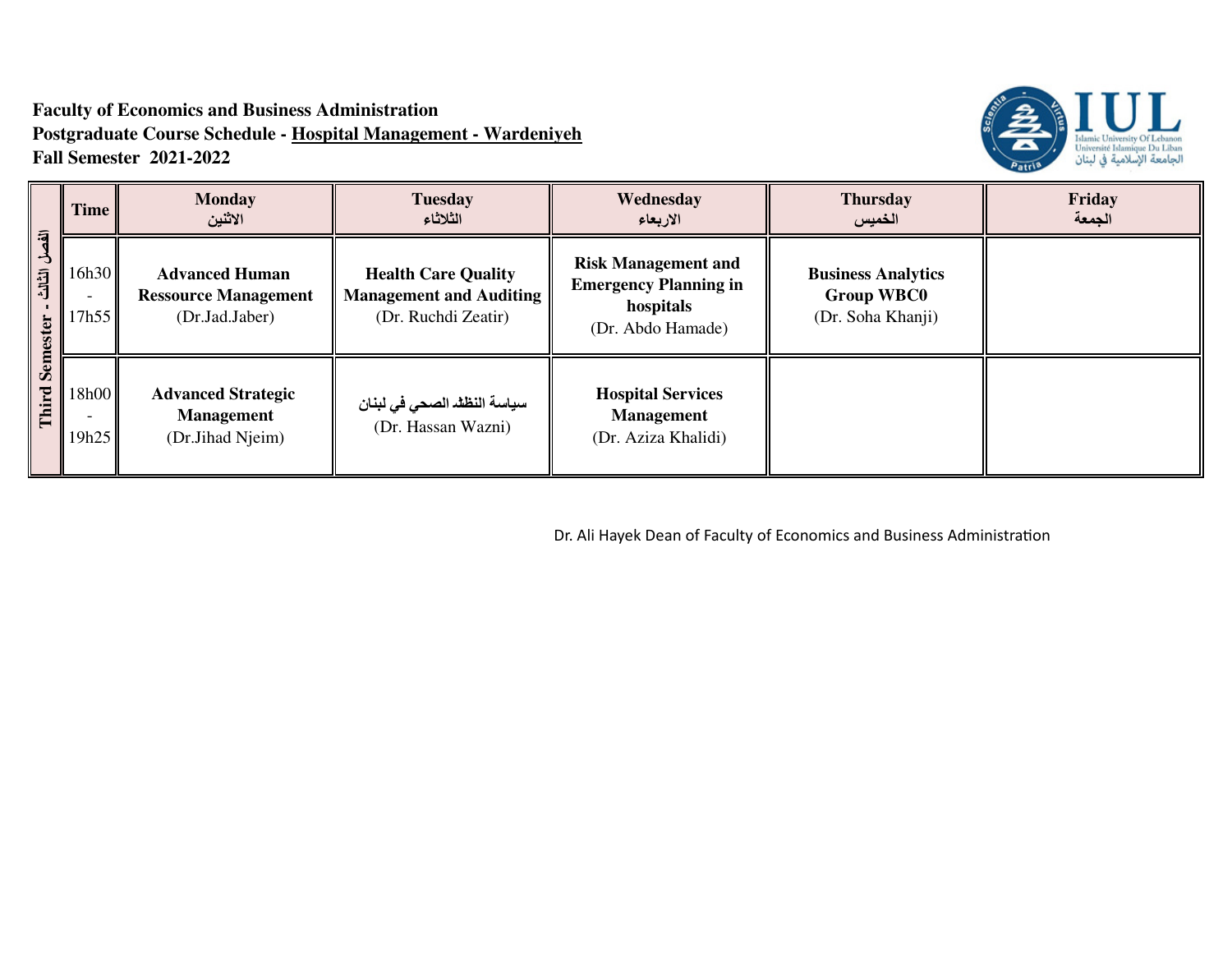**Faculty of Economics and Business Administration**
**Postgraduate Course Schedule - Hospital Management - Wardeniyeh**
**Fall Semester 2021-2022**

| | Time | Monday الاثنين | Tuesday الثلاثاء | Wednesday الاربعاء | Thursday الخميس | Friday الجمعة |
|---|---|---|---|---|---|---|
| Third Semester - الفصل الثالث | 16h30 - 17h55 | **Advanced Human Ressource Management** (Dr.Jad.Jaber) | **Health Care Quality Management and Auditing** (Dr. Ruchdi Zeatir) | **Risk Management and Emergency Planning in hospitals** (Dr. Abdo Hamade) | **Business Analytics Group WBC0** (Dr. Soha Khanji) | |
| | 18h00 - 19h25 | **Advanced Strategic Management** (Dr.Jihad Njeim) | **سياسة النظام الصحي في لبنان** (Dr. Hassan Wazni) | **Hospital Services Management** (Dr. Aziza Khalidi) | | |

Dr. Ali Hayek Dean of Faculty of Economics and Business Administration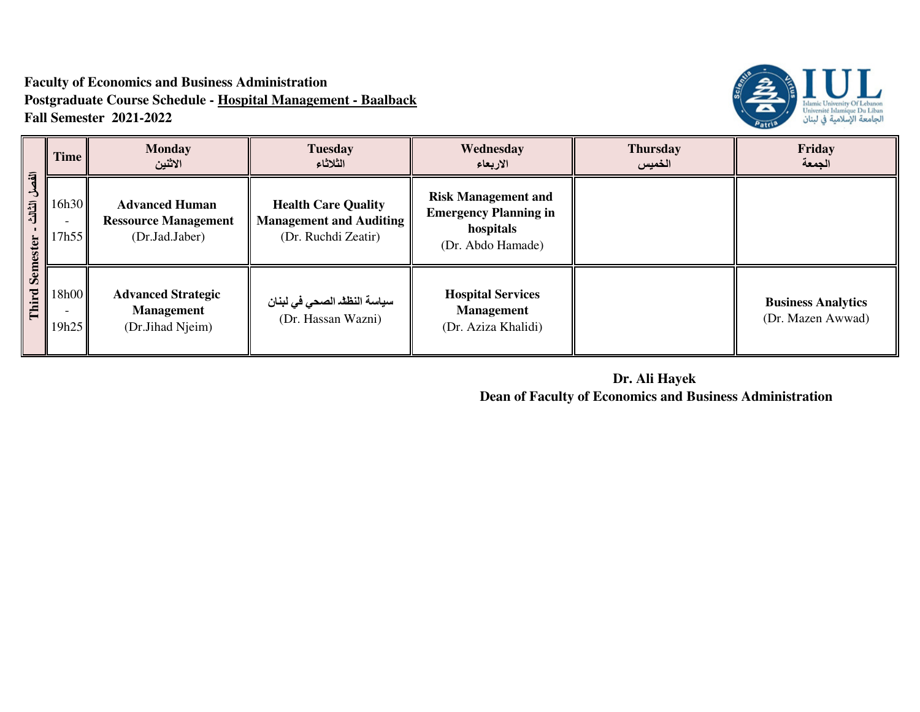**Faculty of Economics and Business Administration**
**Postgraduate Course Schedule - Hospital Management - Baalback**
**Fall Semester 2021-2022**

| Third Semester - الفصل الثالث | Time | Monday الاثنين | Tuesday الثلاثاء | Wednesday الاربعاء | Thursday الخميس | Friday الجمعة |
|---|---|---|---|---|---|---|
| | 16h30 - 17h55 | **Advanced Human Ressource Management** (Dr.Jad.Jaber) | **Health Care Quality Management and Auditing** (Dr. Ruchdi Zeatir) | **Risk Management and Emergency Planning in hospitals** (Dr. Abdo Hamade) | | |
| | 18h00 - 19h25 | **Advanced Strategic Management** (Dr.Jihad Njeim) | سياسة النظام الصحي في لبنان (Dr. Hassan Wazni) | **Hospital Services Management** (Dr. Aziza Khalidi) | | **Business Analytics** (Dr. Mazen Awwad) |

**Dr. Ali Hayek**
**Dean of Faculty of Economics and Business Administration**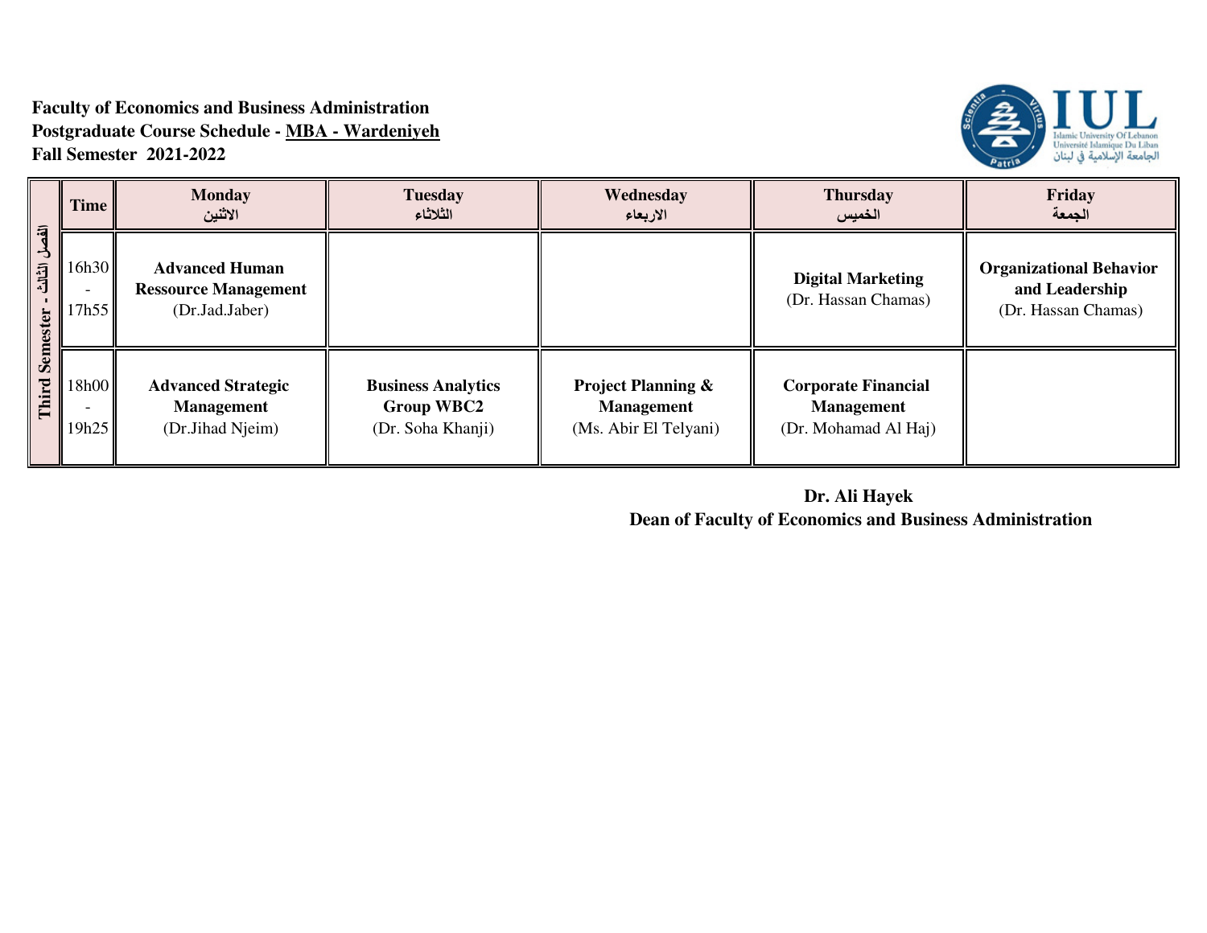**Faculty of Economics and Business Administration**
**Postgraduate Course Schedule - MBA - Wardeniyeh**
**Fall Semester 2021-2022**

| Third Semester - الفصل الثالث | Time | Monday الاثنين | Tuesday الثلاثاء | Wednesday الاربعاء | Thursday الخميس | Friday الجمعة |
|---|---|---|---|---|---|---|
| | 16h30 - 17h55 | **Advanced Human Ressource Management** (Dr.Jad.Jaber) | | | **Digital Marketing** (Dr. Hassan Chamas) | **Organizational Behavior and Leadership** (Dr. Hassan Chamas) |
| | 18h00 - 19h25 | **Advanced Strategic Management** (Dr.Jihad Njeim) | **Business Analytics Group WBC2** (Dr. Soha Khanji) | **Project Planning & Management** (Ms. Abir El Telyani) | **Corporate Financial Management** (Dr. Mohamad Al Haj) | |

**Dr. Ali Hayek**
**Dean of Faculty of Economics and Business Administration**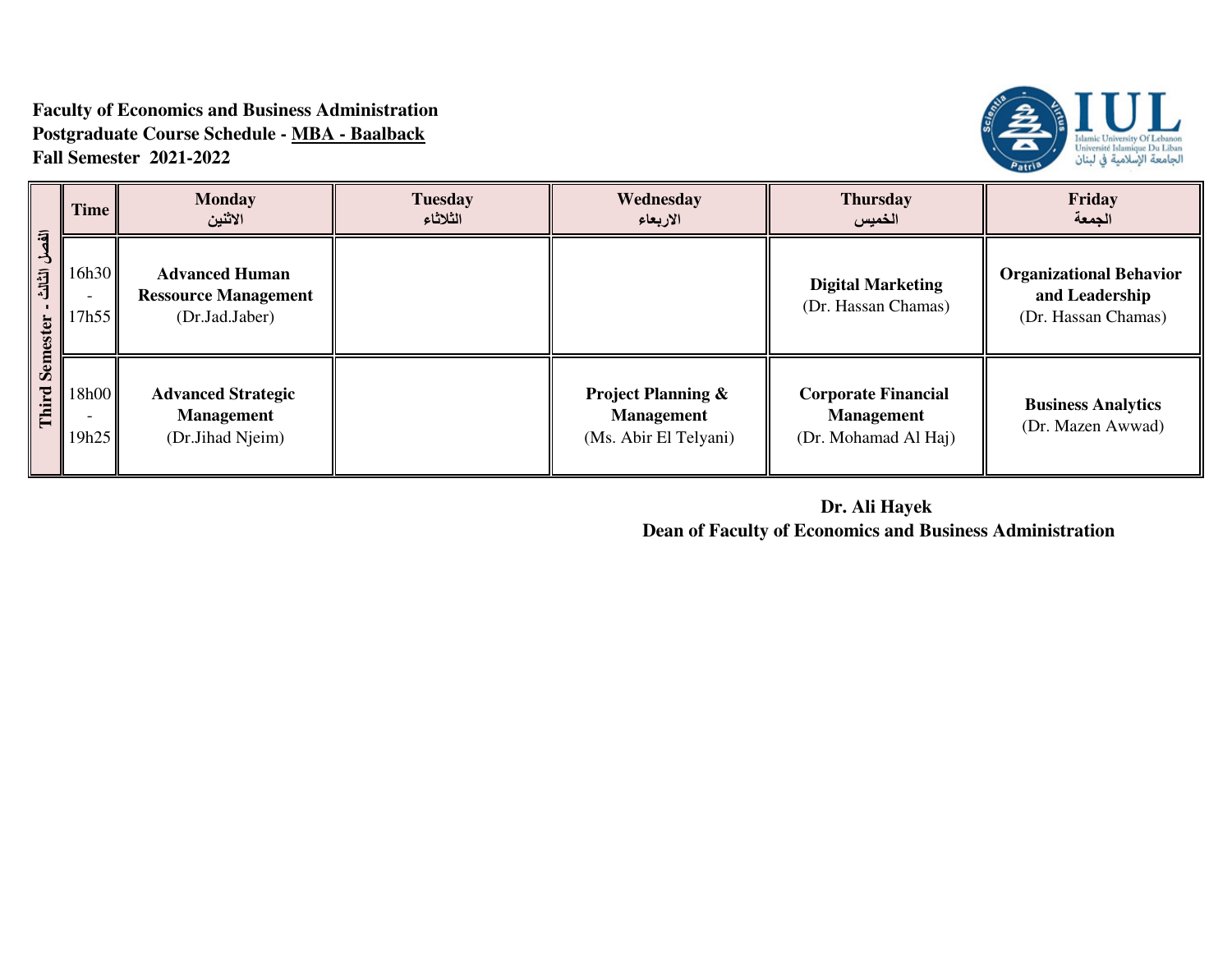**Faculty of Economics and Business Administration**
**Postgraduate Course Schedule - MBA - Baalback**
**Fall Semester 2021-2022**

| | Time | Monday الاثنين | Tuesday الثلاثاء | Wednesday الاربعاء | Thursday الخميس | Friday الجمعة |
|---|---|---|---|---|---|---|
| Third Semester - الفصل الثالث | 16h30 - 17h55 | **Advanced Human Ressource Management** (Dr.Jad.Jaber) | | | **Digital Marketing** (Dr. Hassan Chamas) | **Organizational Behavior and Leadership** (Dr. Hassan Chamas) |
| | 18h00 - 19h25 | **Advanced Strategic Management** (Dr.Jihad Njeim) | | **Project Planning & Management** (Ms. Abir El Telyani) | **Corporate Financial Management** (Dr. Mohamad Al Haj) | **Business Analytics** (Dr. Mazen Awwad) |

**Dr. Ali Hayek**
**Dean of Faculty of Economics and Business Administration**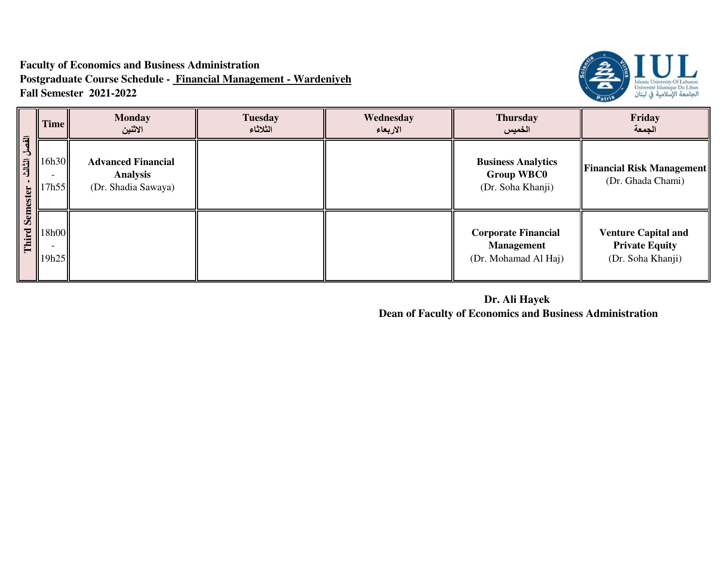**Faculty of Economics and Business Administration**
**Postgraduate Course Schedule - Financial Management - Wardeniyeh**
**Fall Semester 2021-2022**

| Third Semester - الفصل الثالث | Time | Monday الاثنين | Tuesday الثلاثاء | Wednesday الاربعاء | Thursday الخميس | Friday الجمعة |
|---|---|---|---|---|---|---|
| | 16h30 - 17h55 | **Advanced Financial Analysis** (Dr. Shadia Sawaya) | | | **Business Analytics Group WBC0** (Dr. Soha Khanji) | **Financial Risk Management** (Dr. Ghada Chami) |
| | 18h00 - 19h25 | | | | **Corporate Financial Management** (Dr. Mohamad Al Haj) | **Venture Capital and Private Equity** (Dr. Soha Khanji) |

**Dr. Ali Hayek**
**Dean of Faculty of Economics and Business Administration**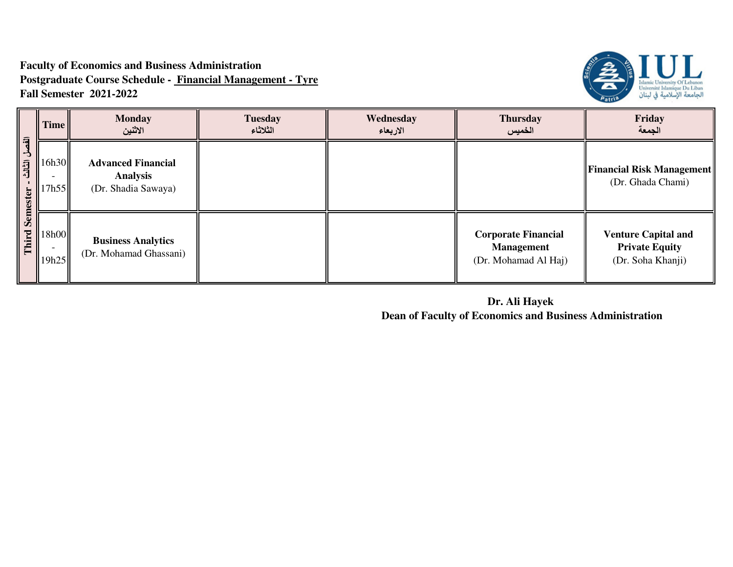**Faculty of Economics and Business Administration**
**Postgraduate Course Schedule - Financial Management - Tyre**
**Fall Semester 2021-2022**

| Third Semester - الفصل الثالث | Time | Monday الاثنين | Tuesday الثلاثاء | Wednesday الاربعاء | Thursday الخميس | Friday الجمعة |
|---|---|---|---|---|---|---|
| | 16h30 - 17h55 | **Advanced Financial Analysis** (Dr. Shadia Sawaya) | | | | **Financial Risk Management** (Dr. Ghada Chami) |
| | 18h00 - 19h25 | **Business Analytics** (Dr. Mohamad Ghassani) | | | **Corporate Financial Management** (Dr. Mohamad Al Haj) | **Venture Capital and Private Equity** (Dr. Soha Khanji) |

**Dr. Ali Hayek**
**Dean of Faculty of Economics and Business Administration**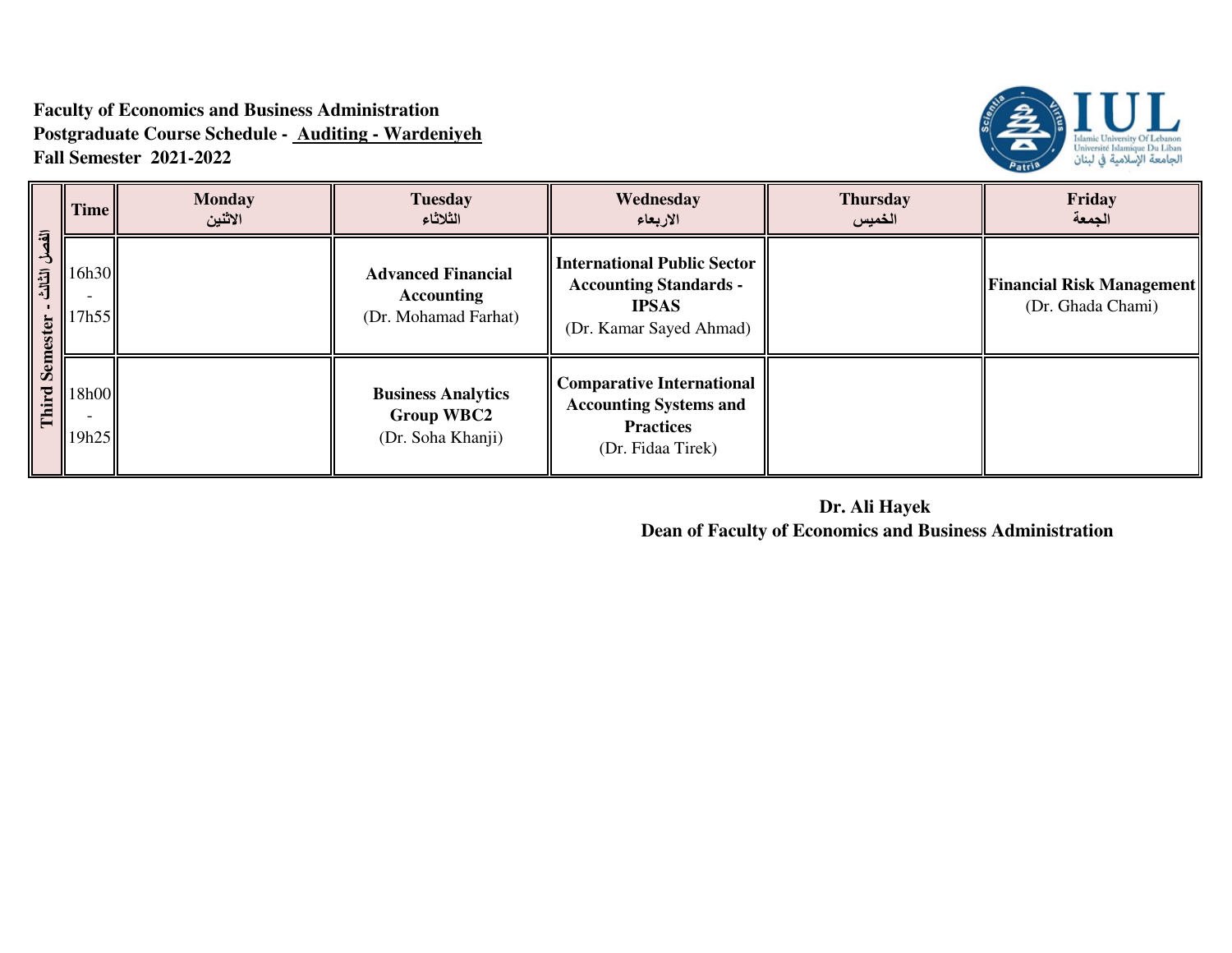**Faculty of Economics and Business Administration**
**Postgraduate Course Schedule - Auditing - Wardeniyeh**
**Fall Semester 2021-2022**

| Third Semester - الفصل الثالث | Time | Monday الاثنين | Tuesday الثلاثاء | Wednesday الاربعاء | Thursday الخميس | Friday الجمعة |
|---|---|---|---|---|---|---|
| | 16h30 - 17h55 | | **Advanced Financial Accounting** (Dr. Mohamad Farhat) | **International Public Sector Accounting Standards - IPSAS** (Dr. Kamar Sayed Ahmad) | | **Financial Risk Management** (Dr. Ghada Chami) |
| | 18h00 - 19h25 | | **Business Analytics Group WBC2** (Dr. Soha Khanji) | **Comparative International Accounting Systems and Practices** (Dr. Fidaa Tirek) | | |

**Dr. Ali Hayek**
**Dean of Faculty of Economics and Business Administration**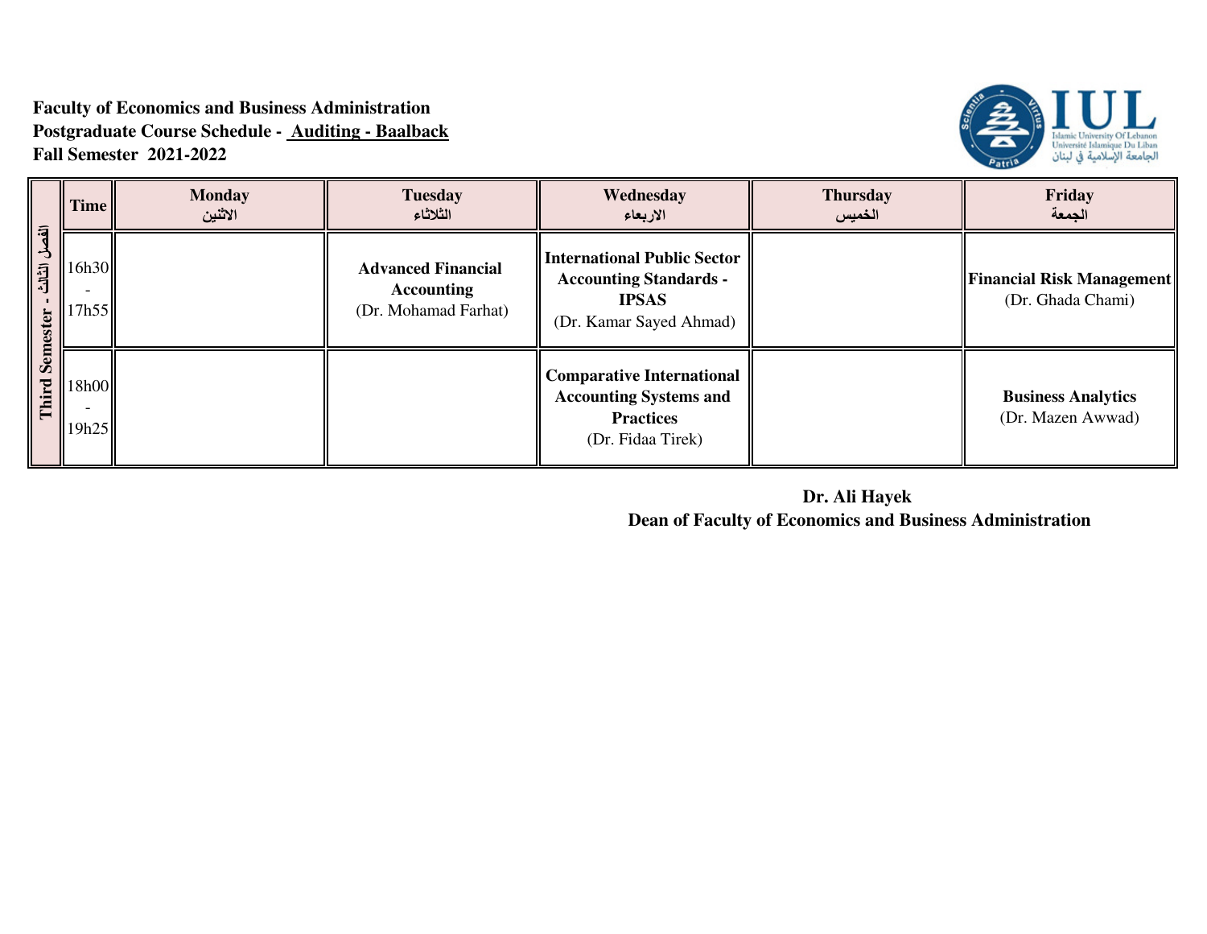**Faculty of Economics and Business Administration**
**Postgraduate Course Schedule - Auditing - Baalback**
**Fall Semester 2021-2022**

| | Time | Monday الاثنين | Tuesday الثلاثاء | Wednesday الاربعاء | Thursday الخميس | Friday الجمعة |
|---|---|---|---|---|---|---|
| Third Semester - الفصل الثالث | 16h30 - 17h55 | | **Advanced Financial Accounting** (Dr. Mohamad Farhat) | **International Public Sector Accounting Standards - IPSAS** (Dr. Kamar Sayed Ahmad) | | **Financial Risk Management** (Dr. Ghada Chami) |
| | 18h00 - 19h25 | | | **Comparative International Accounting Systems and Practices** (Dr. Fidaa Tirek) | | **Business Analytics** (Dr. Mazen Awwad) |

**Dr. Ali Hayek**
**Dean of Faculty of Economics and Business Administration**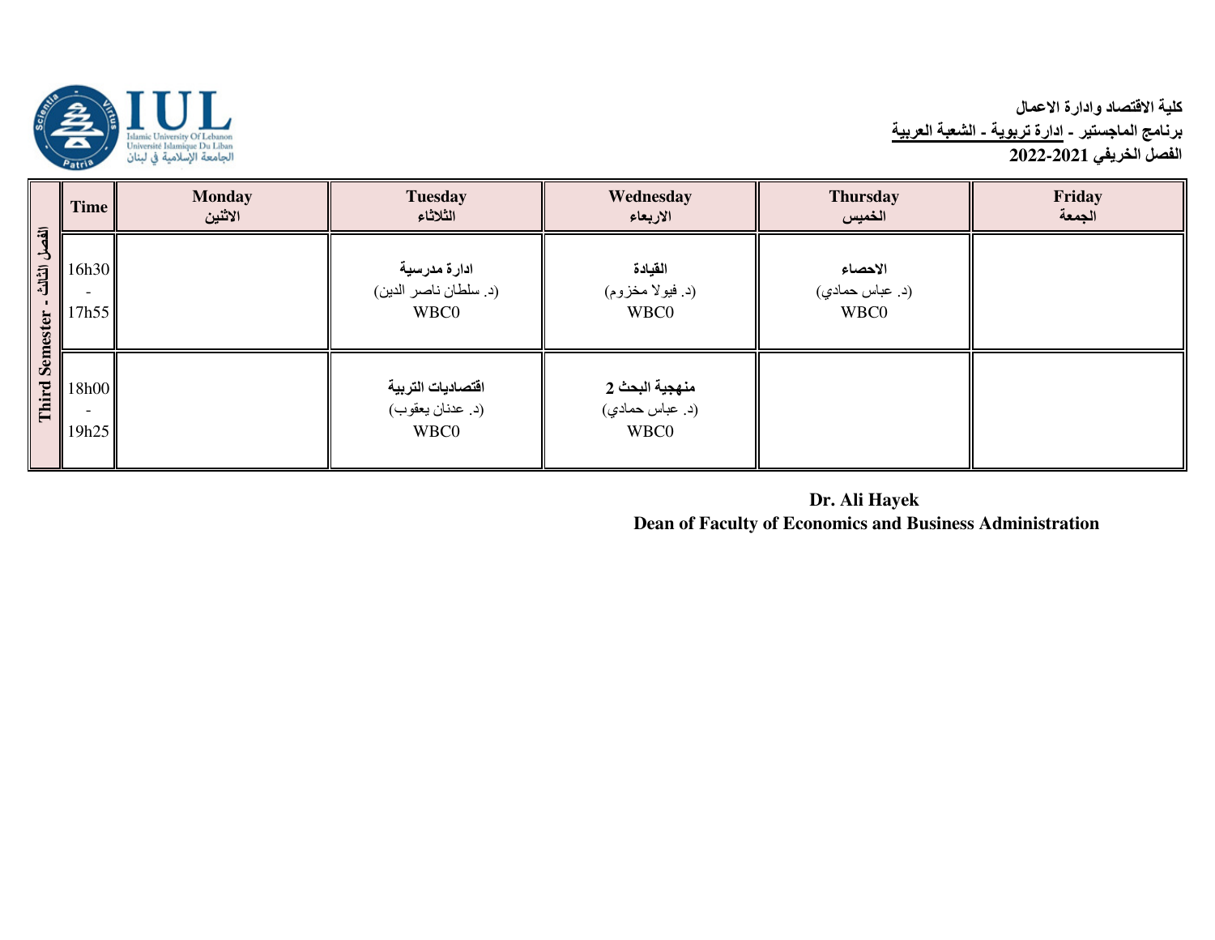**كلية الاقتصاد وادارة الاعمال**
**برنامج الماجستير - ادارة تربوية - الشعبة العربية**
**الفصل الخريفي 2021-2022**

| الفصل الثالث - Third Semester | Time | Monday الاثنين | Tuesday الثلاثاء | Wednesday الاربعاء | Thursday الخميس | Friday الجمعة |
|---|---|---|---|---|---|---|
| | 16h30 - 17h55 | | **ادارة مدرسية** (د. سلطان ناصر الدين) WBC0 | **القيادة** (د. فيولا مخزوم) WBC0 | **الاحصاء** (د. عباس حمادي) WBC0 | |
| | 18h00 - 19h25 | | **اقتصاديات التربية** (د. عدنان يعقوب) WBC0 | **منهجية البحث 2** (د. عباس حمادي) WBC0 | | |

**Dr. Ali Hayek**
**Dean of Faculty of Economics and Business Administration**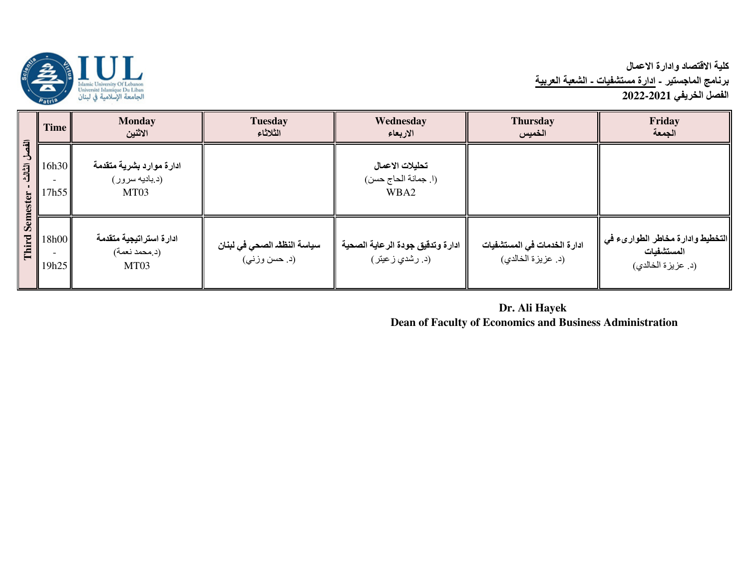**كلية الاقتصاد وادارة الاعمال**
**برنامج الماجستير - ادارة مستشفيات - الشعبة العربية**
**الفصل الخريفي 2021-2022**

| Third Semester - الفصل الثالث | Time | Monday الاثنين | Tuesday الثلاثاء | Wednesday الاربعاء | Thursday الخميس | Friday الجمعة |
|---|---|---|---|---|---|---|
| | 16h30 - 17h55 | **ادارة موارد بشرية متقدمة** (د.باديه سرور) MT03 | | **تحليلات الاعمال** (ا. جمانة الحاج حسن) WBA2 | | |
| | 18h00 - 19h25 | **ادارة استراتيجية متقدمة** (د.محمد نعمة) MT03 | **سياسة النظام الصحي في لبنان** (د. حسن وزني) | **ادارة وتدقيق جودة الرعاية الصحية** (د. رشدي زعيتر) | **ادارة الخدمات في المستشفيات** (د. عزيزة الخالدي) | **التخطيط وادارة مخاطر الطوارىء في المستشفيات** (د. عزيزة الخالدي) |

**Dr. Ali Hayek**
**Dean of Faculty of Economics and Business Administration**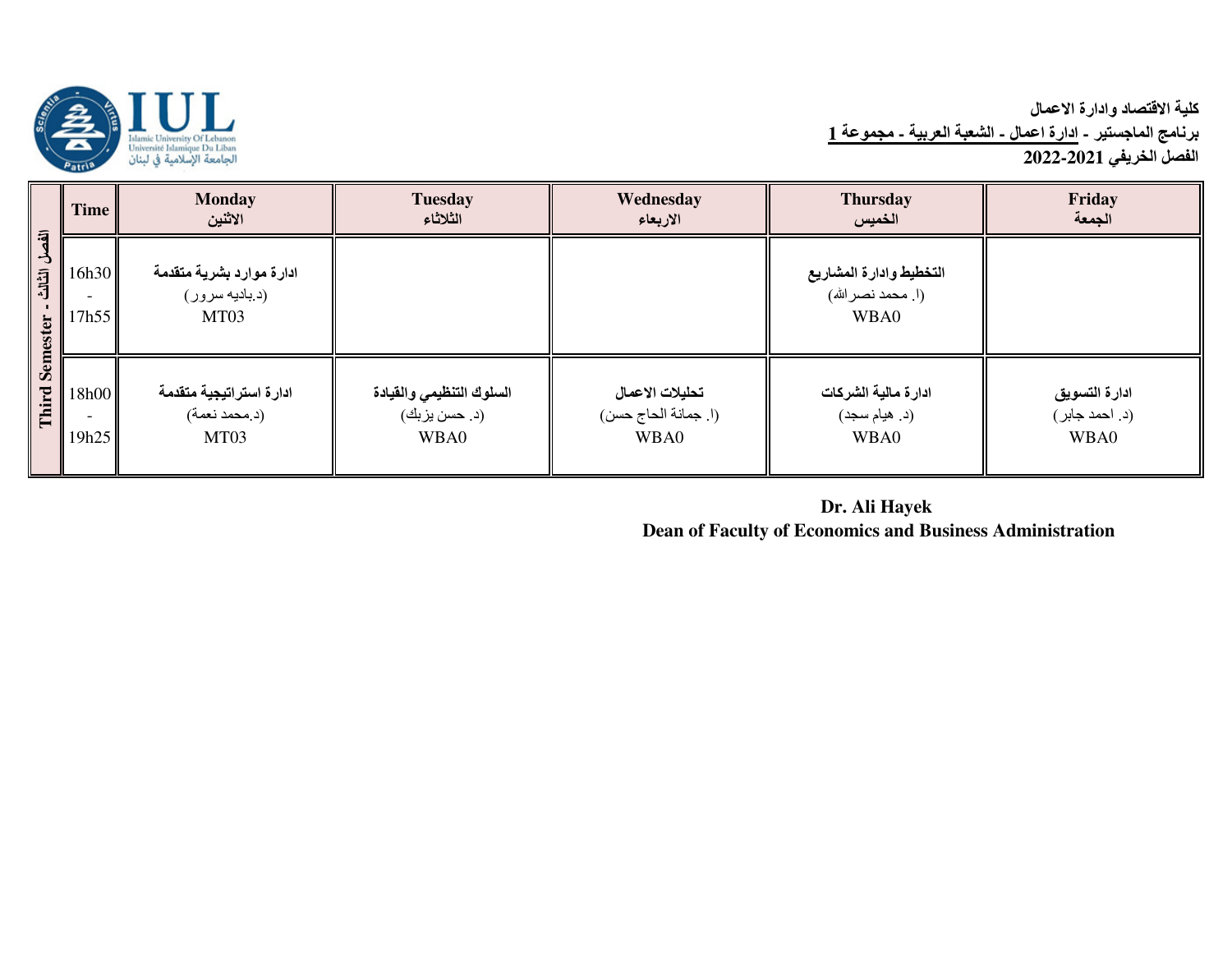**كلية الاقتصاد وادارة الاعمال**
**برنامج الماجستير - ادارة اعمال - الشعبة العربية - مجموعة 1**
**الفصل الخريفي 2021-2022**

| الفصل الثالث - Third Semester | Time | Monday الاثنين | Tuesday الثلاثاء | Wednesday الاربعاء | Thursday الخميس | Friday الجمعة |
|---|---|---|---|---|---|---|
| | 16h30 - 17h55 | **ادارة موارد بشرية متقدمة** (د.باديه سرور) MT03 | | | **التخطيط وادارة المشاريع** (ا. محمد نصرالله) WBA0 | |
| | 18h00 - 19h25 | **ادارة استراتيجية متقدمة** (د.محمد نعمة) MT03 | **السلوك التنظيمي والقيادة** (د. حسن يزبك) WBA0 | **تحليلات الاعمال** (ا. جمانة الحاج حسن) WBA0 | **ادارة مالية الشركات** (د. هيام سجد) WBA0 | **ادارة التسويق** (د. احمد جابر) WBA0 |

**Dr. Ali Hayek**
**Dean of Faculty of Economics and Business Administration**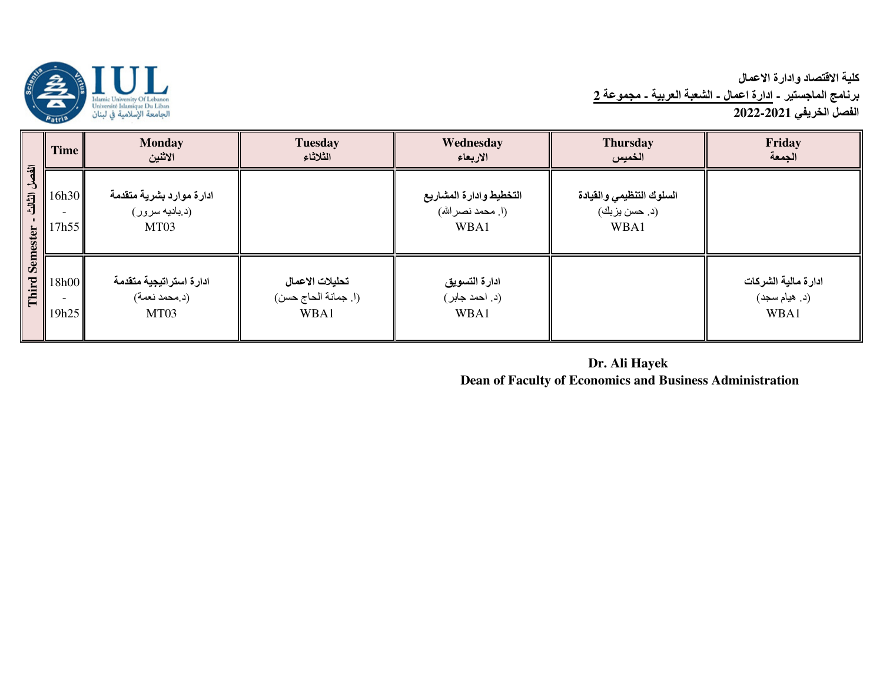**كلية الاقتصاد وادارة الاعمال**
**برنامج الماجستير - ادارة اعمال - الشعبة العربية - مجموعة 2**
**الفصل الخريفي 2021-2022**

| Third Semester - الفصل الثالث | Time | Monday<br>الاثنين | Tuesday<br>الثلاثاء | Wednesday<br>الاربعاء | Thursday<br>الخميس | Friday<br>الجمعة |
|---|---|---|---|---|---|---|
| | 16h30 - 17h55 | **ادارة موارد بشرية متقدمة**<br>(د.باديه سرور)<br>MT03 | | **التخطيط وادارة المشاريع**<br>(ا. محمد نصرالله)<br>WBA1 | **السلوك التنظيمي والقيادة**<br>(د. حسن يزبك)<br>WBA1 | |
| | 18h00 - 19h25 | **ادارة استراتيجية متقدمة**<br>(د.محمد نعمة)<br>MT03 | **تحليلات الاعمال**<br>(ا. جمانة الحاج حسن)<br>WBA1 | **ادارة التسويق**<br>(د. احمد جابر)<br>WBA1 | | **ادارة مالية الشركات**<br>(د. هيام سجد)<br>WBA1 |

**Dr. Ali Hayek**
**Dean of Faculty of Economics and Business Administration**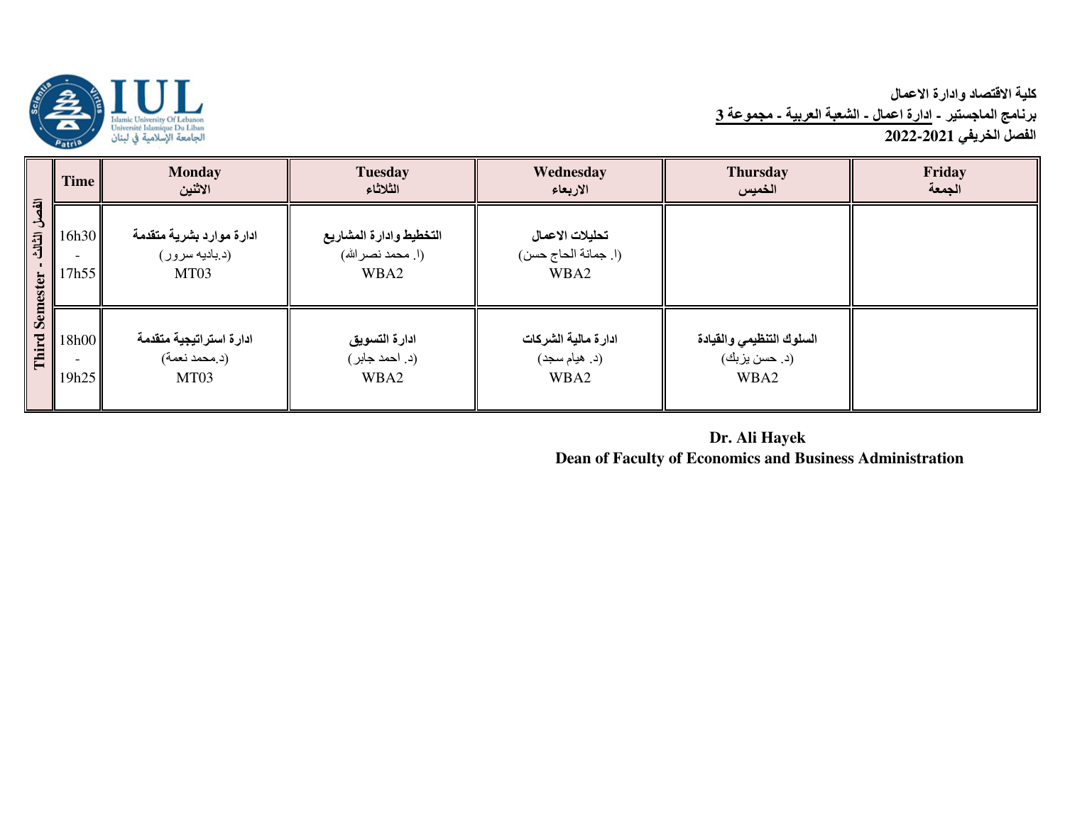**كلية الاقتصاد وادارة الاعمال**
**برنامج الماجستير - ادارة اعمال - الشعبة العربية - مجموعة 3**
**الفصل الخريفي 2021-2022**

| الفصل الثالث - Third Semester | Time | Monday الاثنين | Tuesday الثلاثاء | Wednesday الاربعاء | Thursday الخميس | Friday الجمعة |
|---|---|---|---|---|---|---|
| | 16h30 - 17h55 | **ادارة موارد بشرية متقدمة** (د.باديه سرور) MT03 | **التخطيط وادارة المشاريع** (ا. محمد نصرالله) WBA2 | **تحليلات الاعمال** (ا. جمانة الحاج حسن) WBA2 | | |
| | 18h00 - 19h25 | **ادارة استراتيجية متقدمة** (د.محمد نعمة) MT03 | **ادارة التسويق** (د. احمد جابر) WBA2 | **ادارة مالية الشركات** (د. هيام سجد) WBA2 | **السلوك التنظيمي والقيادة** (د. حسن يزبك) WBA2 | |

**Dr. Ali Hayek**
**Dean of Faculty of Economics and Business Administration**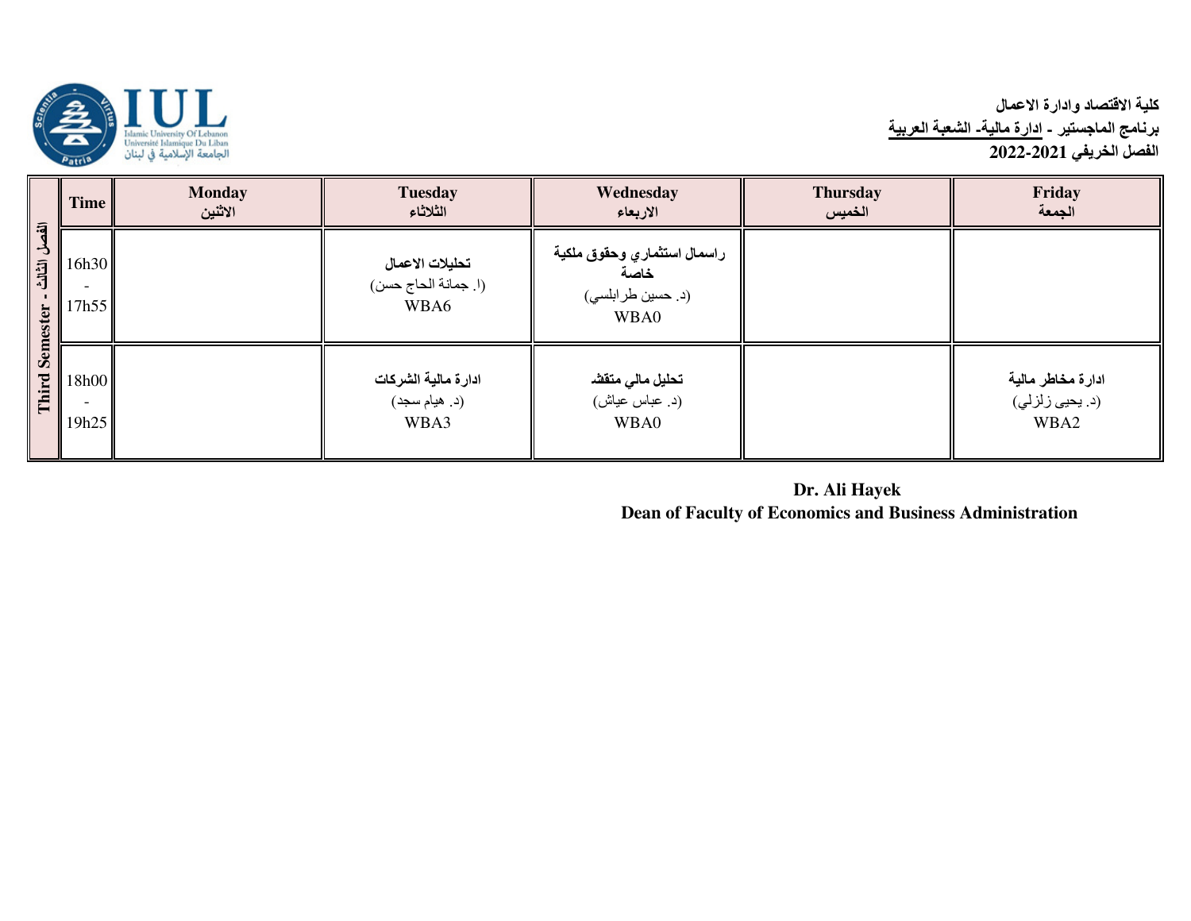**كلية الاقتصاد وادارة الاعمال**
**برنامج الماجستير - ادارة مالية- الشعبة العربية**
**الفصل الخريفي 2021-2022**

| الفصل الثالث - Third Semester | Time | Monday الاثنين | Tuesday الثلاثاء | Wednesday الاربعاء | Thursday الخميس | Friday الجمعة |
|---|---|---|---|---|---|---|
| | 16h30 - 17h55 | | **تحليلات الاعمال** (ا. جمانة الحاج حسن) WBA6 | **راسمال استثماري وحقوق ملكية خاصة** (د. حسين طرابلسي) WBA0 | | |
| | 18h00 - 19h25 | | **ادارة مالية الشركات** (د. هيام سجد) WBA3 | **تحليل مالي متقدم** (د. عباس عياش) WBA0 | | **ادارة مخاطر مالية** (د. يحيى زلزلي) WBA2 |

**Dr. Ali Hayek**
**Dean of Faculty of Economics and Business Administration**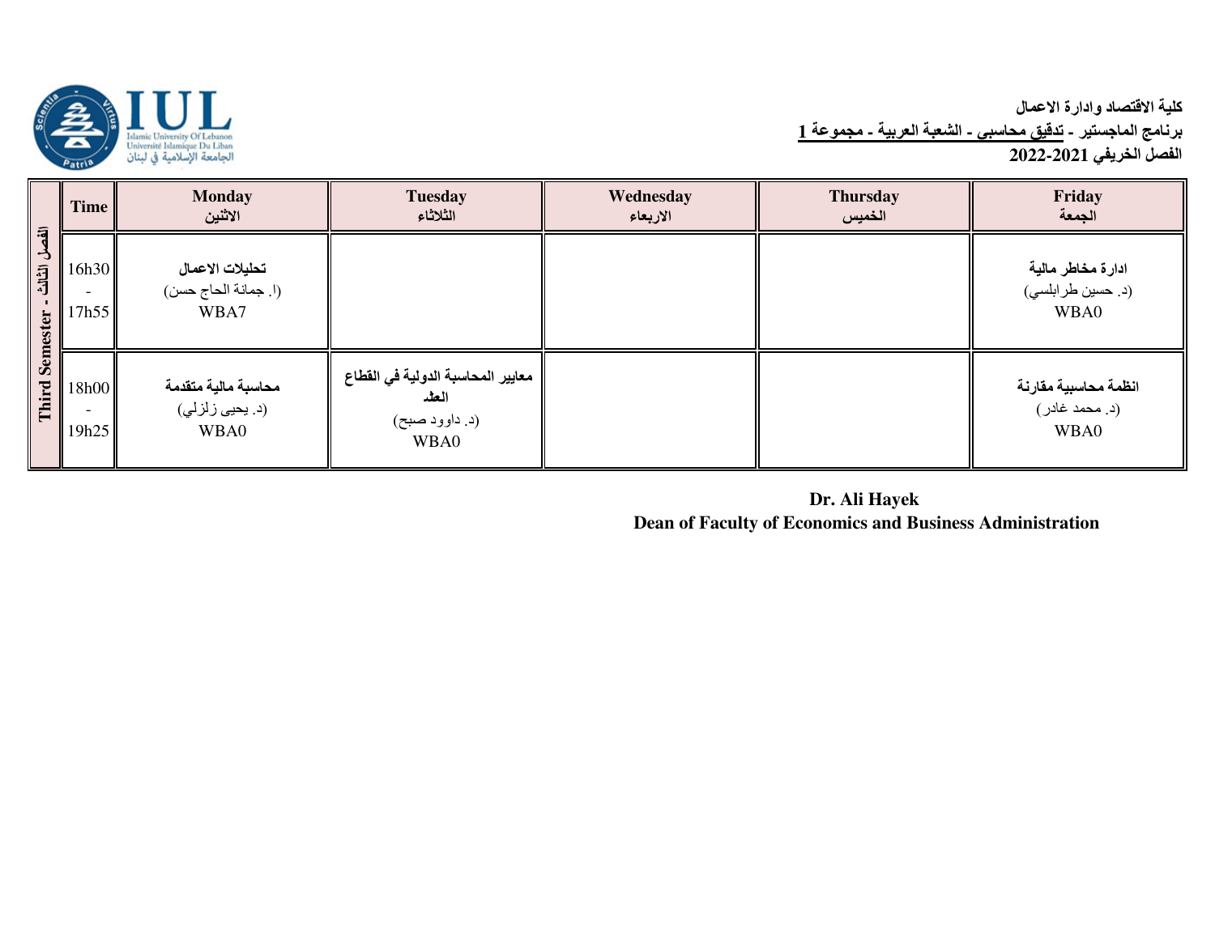**كلية الاقتصاد وادارة الاعمال**
**برنامج الماجستير - تدقيق محاسبي - الشعبة العربية - مجموعة 1**
**الفصل الخريفي 2021-2022**

| Third Semester - الفصل الثالث | Time | Monday الاثنين | Tuesday الثلاثاء | Wednesday الاربعاء | Thursday الخميس | Friday الجمعة |
|---|---|---|---|---|---|---|
| | 16h30 - 17h55 | **تحليلات الاعمال** (ا. جمانة الحاج حسن) WBA7 | | | | **ادارة مخاطر مالية** (د. حسين طرابلسي) WBA0 |
| | 18h00 - 19h25 | **محاسبة مالية متقدمة** (د. يحيى زلزلي) WBA0 | **معايير المحاسبة الدولية في القطاع العام** (د. داوود صبح) WBA0 | | | **انظمة محاسبية مقارنة** (د. محمد غادر) WBA0 |

**Dr. Ali Hayek**
**Dean of Faculty of Economics and Business Administration**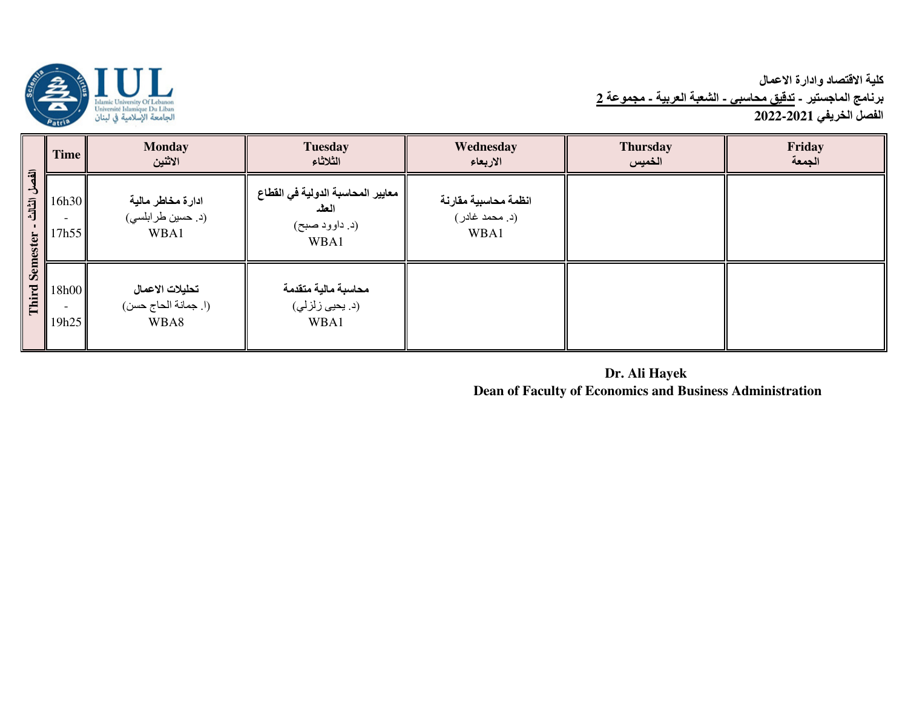IUL
Islamic University Of Lebanon
Université Islamique Du Liban
الجامعة الإسلامية في لبنان

**كلية الاقتصاد وادارة الاعمال**
**برنامج الماجستير - تدقيق محاسبي - الشعبة العربية - مجموعة 2**
**الفصل الخريفي 2021-2022**

| Third Semester - الفصل الثالث | Time | Monday الاثنين | Tuesday الثلاثاء | Wednesday الاربعاء | Thursday الخميس | Friday الجمعة |
|---|---|---|---|---|---|---|
| | 16h30 - 17h55 | **ادارة مخاطر مالية** (د. حسين طرابلسي) WBA1 | **معايير المحاسبة الدولية في القطاع العام** (د. داوود صبح) WBA1 | **انظمة محاسبية مقارنة** (د. محمد غادر) WBA1 | | |
| | 18h00 - 19h25 | **تحليلات الاعمال** (ا. جمانة الحاج حسن) WBA8 | **محاسبة مالية متقدمة** (د. يحيى زلزلي) WBA1 | | | |

**Dr. Ali Hayek**
**Dean of Faculty of Economics and Business Administration**